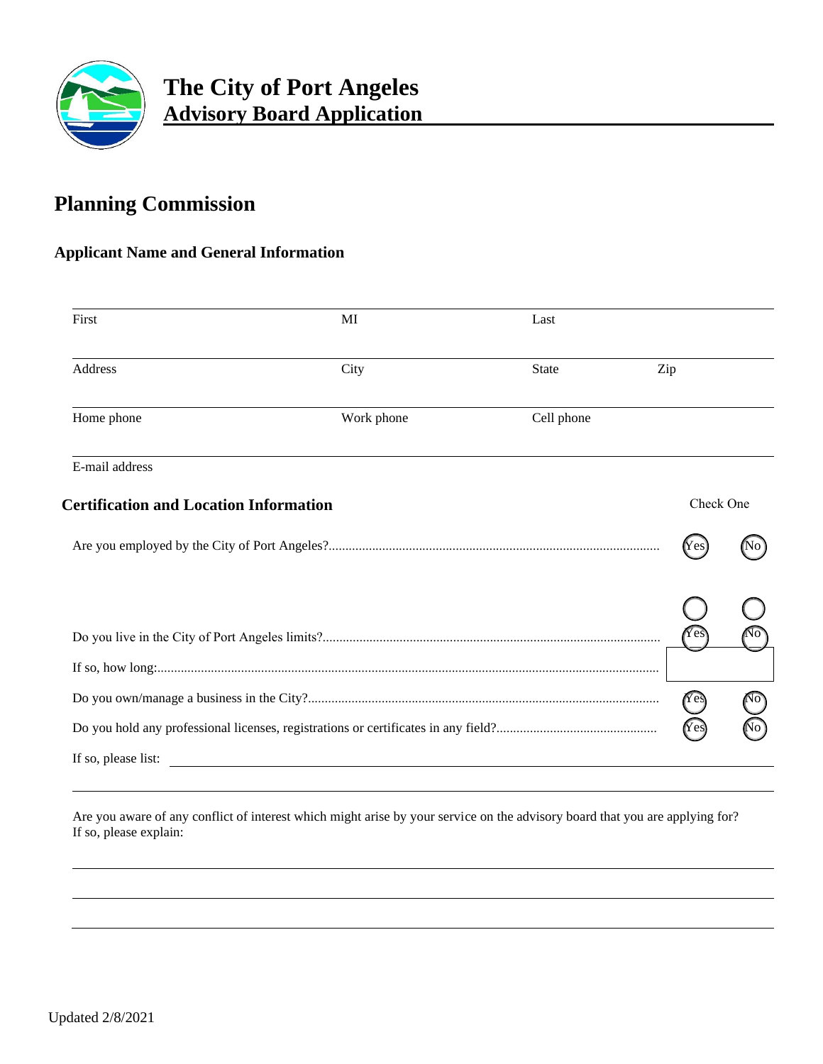# The City of Port Angeles
## Advisory Board Application

## Planning Commission

### Applicant Name and General Information

| First | MI | Last | |
|---|---|---|---|
| Address | City | State | Zip |
| Home phone | Work phone | Cell phone | |
| E-mail address | | | |

### Certification and Location Information

Check One

Are you employed by the City of Port Angeles?.................................................................................................. Yes No

Do you live in the City of Port Angeles limits?.................................................................................................... Yes No

If so, how long:.......................................................................................................................................................

Do you own/manage a business in the City?......................................................................................................... Yes No

Do you hold any professional licenses, registrations or certificates in any field?................................................ Yes No

If so, please list: \_\_\_\_\_\_\_\_\_\_\_\_\_\_\_\_\_\_\_\_\_\_\_\_\_\_\_\_\_\_\_\_\_\_\_\_\_\_\_\_

Are you aware of any conflict of interest which might arise by your service on the advisory board that you are applying for? If so, please explain:

Updated 2/8/2021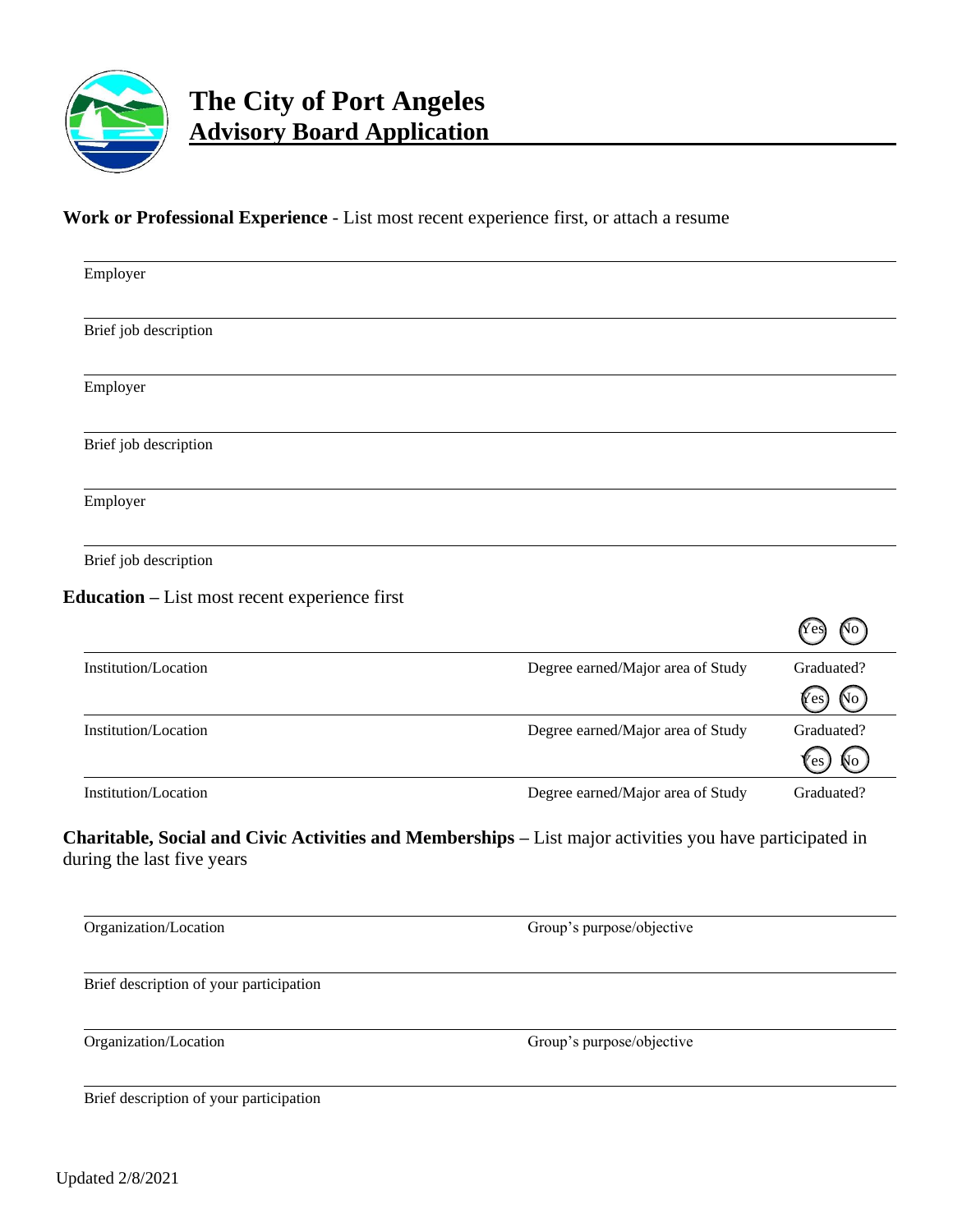# The City of Port Angeles
## Advisory Board Application

**Work or Professional Experience** - List most recent experience first, or attach a resume

Employer

Brief job description

Employer

Brief job description

Employer

Brief job description

**Education –** List most recent experience first

| Institution/Location | Degree earned/Major area of Study | Graduated? Yes No |
|---|---|---|
| Institution/Location | Degree earned/Major area of Study | Graduated? Yes No |
| Institution/Location | Degree earned/Major area of Study | Graduated? Yes No |

**Charitable, Social and Civic Activities and Memberships –** List major activities you have participated in during the last five years

Organization/Location — Group's purpose/objective

Brief description of your participation

Organization/Location — Group's purpose/objective

Brief description of your participation

Updated 2/8/2021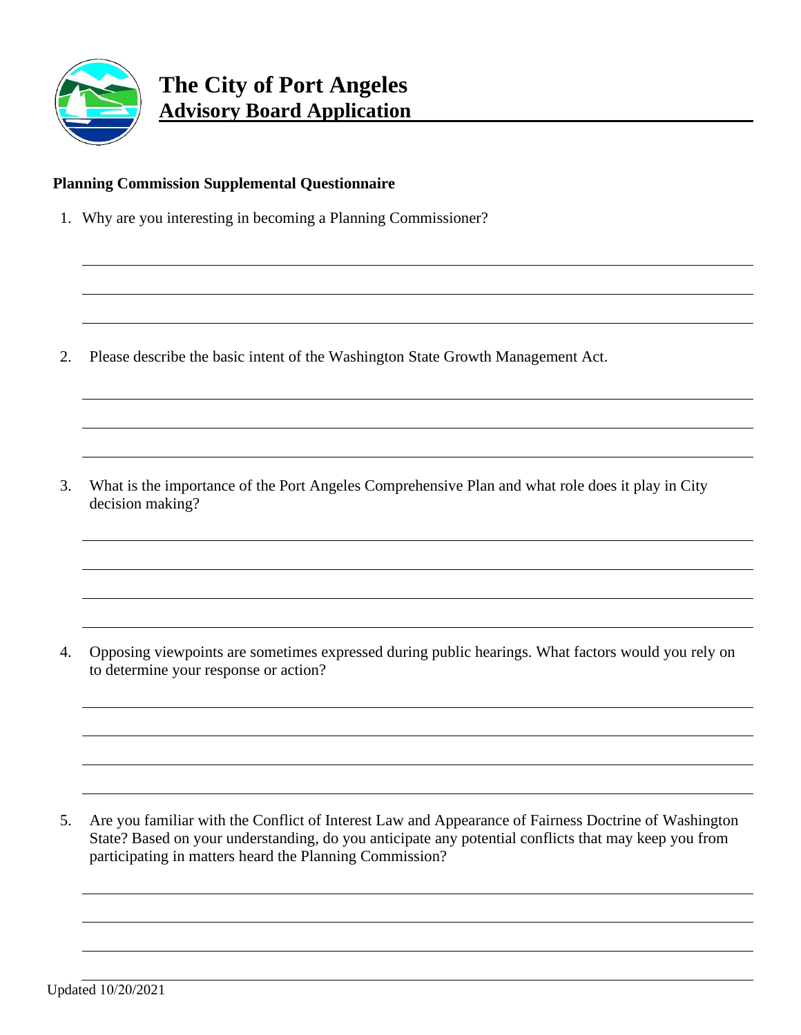# The City of Port Angeles
## Advisory Board Application

**Planning Commission Supplemental Questionnaire**

1. Why are you interesting in becoming a Planning Commissioner?

2. Please describe the basic intent of the Washington State Growth Management Act.

3. What is the importance of the Port Angeles Comprehensive Plan and what role does it play in City decision making?

4. Opposing viewpoints are sometimes expressed during public hearings. What factors would you rely on to determine your response or action?

5. Are you familiar with the Conflict of Interest Law and Appearance of Fairness Doctrine of Washington State? Based on your understanding, do you anticipate any potential conflicts that may keep you from participating in matters heard the Planning Commission?

Updated 10/20/2021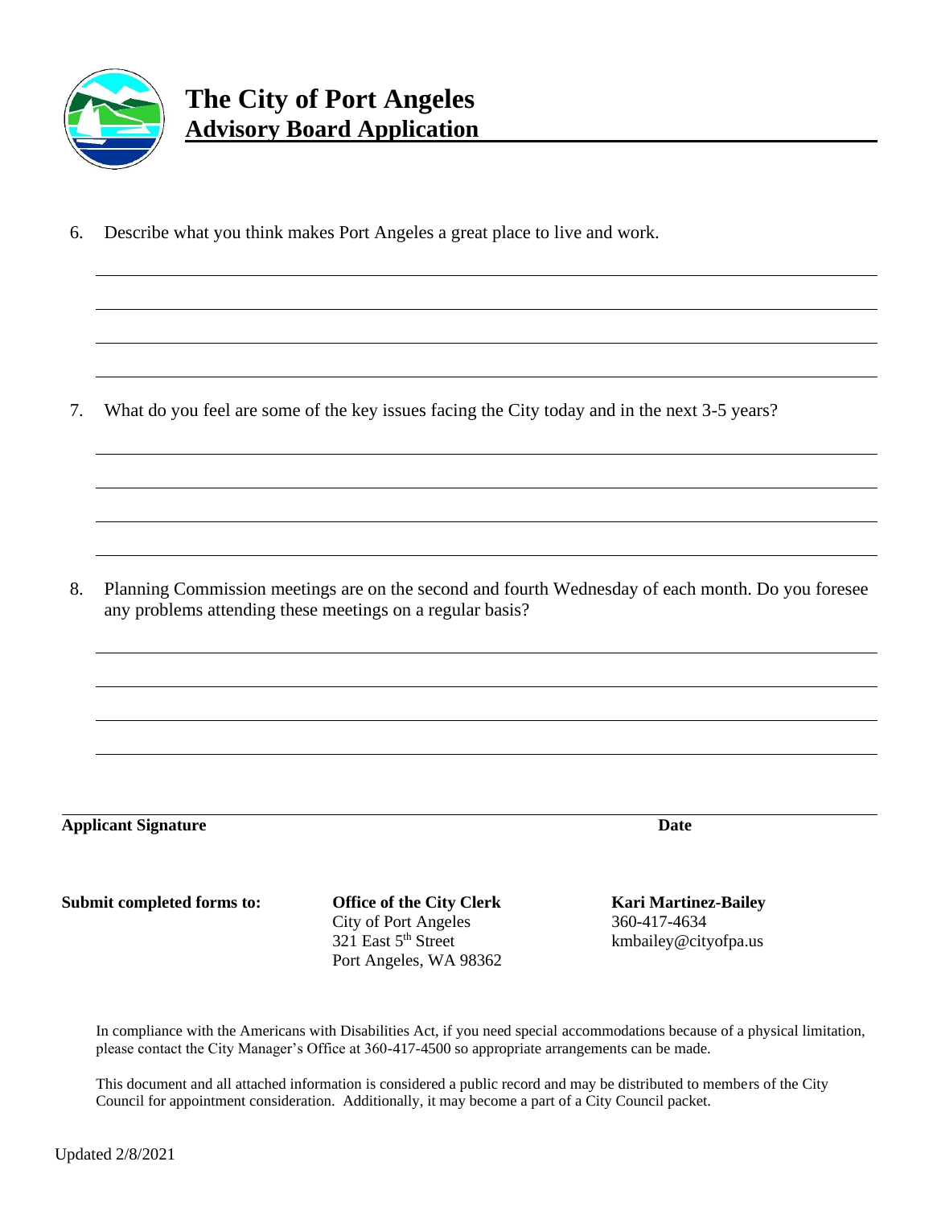# The City of Port Angeles
## Advisory Board Application

6. Describe what you think makes Port Angeles a great place to live and work.

7. What do you feel are some of the key issues facing the City today and in the next 3-5 years?

8. Planning Commission meetings are on the second and fourth Wednesday of each month. Do you foresee any problems attending these meetings on a regular basis?

**Applicant Signature** **Date**

**Submit completed forms to:**

**Office of the City Clerk**
City of Port Angeles
321 East 5th Street
Port Angeles, WA 98362

**Kari Martinez-Bailey**
360-417-4634
kmbailey@cityofpa.us

In compliance with the Americans with Disabilities Act, if you need special accommodations because of a physical limitation, please contact the City Manager's Office at 360-417-4500 so appropriate arrangements can be made.

This document and all attached information is considered a public record and may be distributed to members of the City Council for appointment consideration. Additionally, it may become a part of a City Council packet.

Updated 2/8/2021